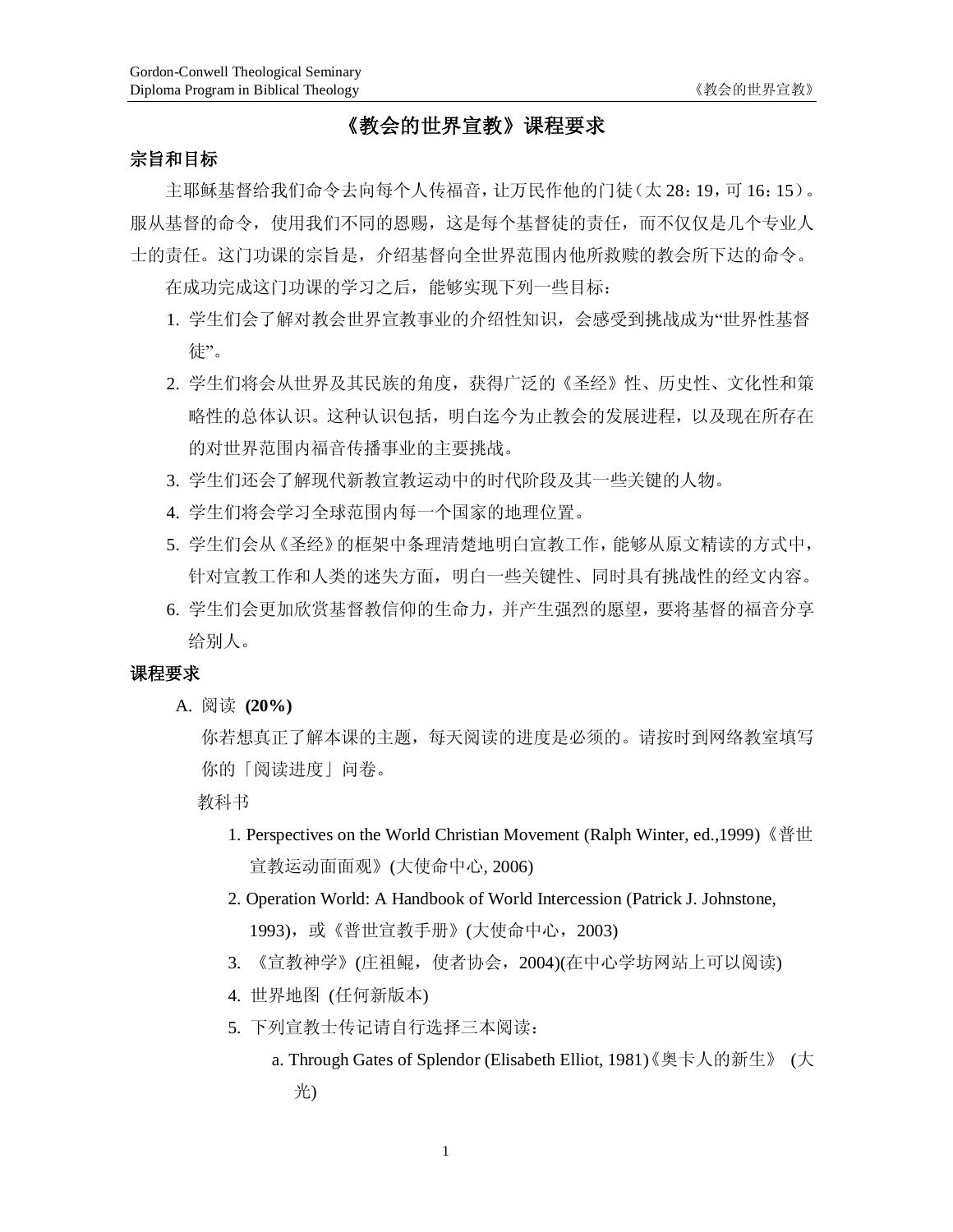# 《教会的世界宣教》课程要求

## 宗旨和目标

主耶稣基督给我们命令去向每个人传福音，让万民作他的门徒（太 28：19，可 16：15）。服从基督的命令，使用我们不同的恩赐，这是每个基督徒的责任，而不仅仅是几个专业人士的责任。这门功课的宗旨是，介绍基督向全世界范围内他所救赎的教会所下达的命令。

在成功完成这门功课的学习之后，能够实现下列一些目标：

1. 学生们会了解对教会世界宣教事业的介绍性知识，会感受到挑战成为"世界性基督徒"。
2. 学生们将会从世界及其民族的角度，获得广泛的《圣经》性、历史性、文化性和策略性的总体认识。这种认识包括，明白迄今为止教会的发展进程，以及现在所存在的对世界范围内福音传播事业的主要挑战。
3. 学生们还会了解现代新教宣教运动中的时代阶段及其一些关键的人物。
4. 学生们将会学习全球范围内每一个国家的地理位置。
5. 学生们会从《圣经》的框架中条理清楚地明白宣教工作，能够从原文精读的方式中，针对宣教工作和人类的迷失方面，明白一些关键性、同时具有挑战性的经文内容。
6. 学生们会更加欣赏基督教信仰的生命力，并产生强烈的愿望，要将基督的福音分享给别人。

## 课程要求

A. 阅读 **(20%)**

你若想真正了解本课的主题，每天阅读的进度是必须的。请按时到网络教室填写你的「阅读进度」问卷。

教科书

1. Perspectives on the World Christian Movement (Ralph Winter, ed.,1999)《普世宣教运动面面观》(大使命中心, 2006)
2. Operation World: A Handbook of World Intercession (Patrick J. Johnstone, 1993)，或《普世宣教手册》(大使命中心，2003)
3. 《宣教神学》(庄祖鲲，使者协会，2004)(在中心学坊网站上可以阅读)
4. 世界地图 (任何新版本)
5. 下列宣教士传记请自行选择三本阅读：
   a. Through Gates of Splendor (Elisabeth Elliot, 1981)《奥卡人的新生》 (大光)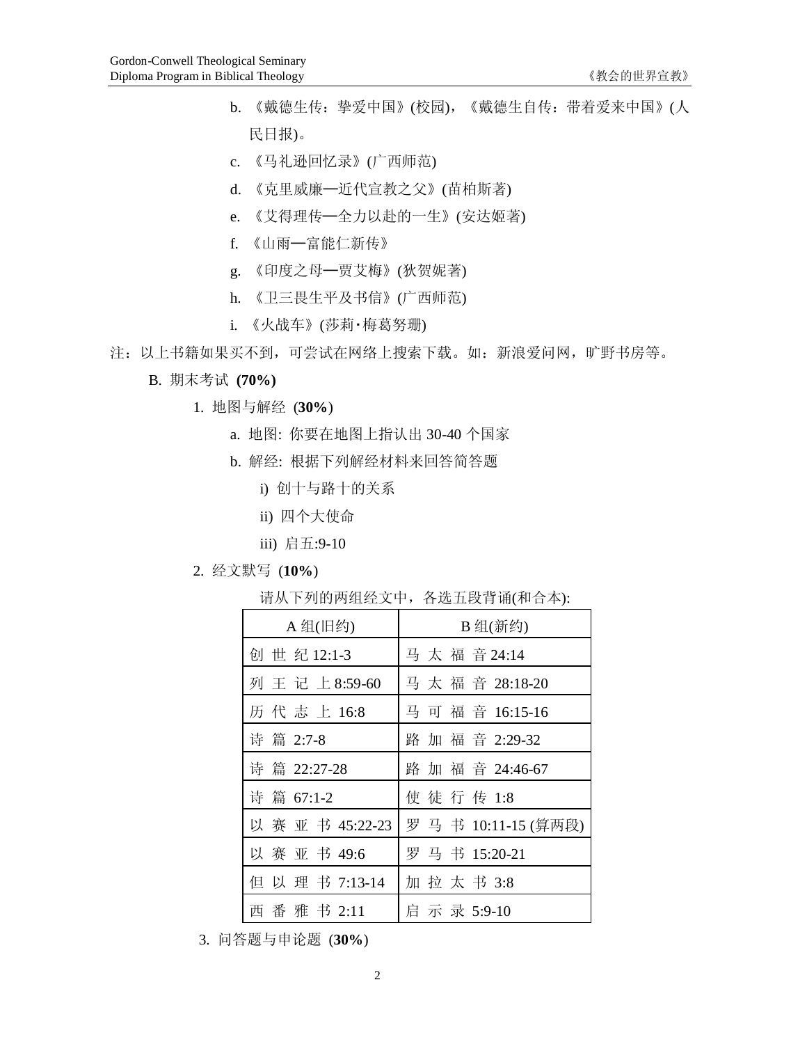b. 《戴德生传：挚爱中国》(校园)，《戴德生自传：带着爱来中国》(人民日报)。

c. 《马礼逊回忆录》(广西师范)

d. 《克里威廉—近代宣教之父》(苗柏斯著)

e. 《艾得理传—全力以赴的一生》(安达姬著)

f. 《山雨—富能仁新传》

g. 《印度之母—贾艾梅》(狄贺妮著)

h. 《卫三畏生平及书信》(广西师范)

i. 《火战车》(莎莉·梅葛努珊)

注：以上书籍如果买不到，可尝试在网络上搜索下载。如：新浪爱问网，旷野书房等。

B. 期末考试 **(70%)**

1. 地图与解经 (**30%**)
   a. 地图: 你要在地图上指认出 30-40 个国家
   b. 解经: 根据下列解经材料来回答简答题
      i) 创十与路十的关系
      ii) 四个大使命
      iii) 启五:9-10

2. 经文默写 (**10%**)

请从下列的两组经文中，各选五段背诵(和合本):

| A 组(旧约) | B 组(新约) |
|---|---|
| 创 世 纪 12:1-3 | 马 太 福 音 24:14 |
| 列 王 记 上 8:59-60 | 马 太 福 音 28:18-20 |
| 历 代 志 上 16:8 | 马 可 福 音 16:15-16 |
| 诗 篇 2:7-8 | 路 加 福 音 2:29-32 |
| 诗 篇 22:27-28 | 路 加 福 音 24:46-67 |
| 诗 篇 67:1-2 | 使 徒 行 传 1:8 |
| 以 赛 亚 书 45:22-23 | 罗 马 书 10:11-15 (算两段) |
| 以 赛 亚 书 49:6 | 罗 马 书 15:20-21 |
| 但 以 理 书 7:13-14 | 加 拉 太 书 3:8 |
| 西 番 雅 书 2:11 | 启 示 录 5:9-10 |

3. 问答题与申论题 (**30%**)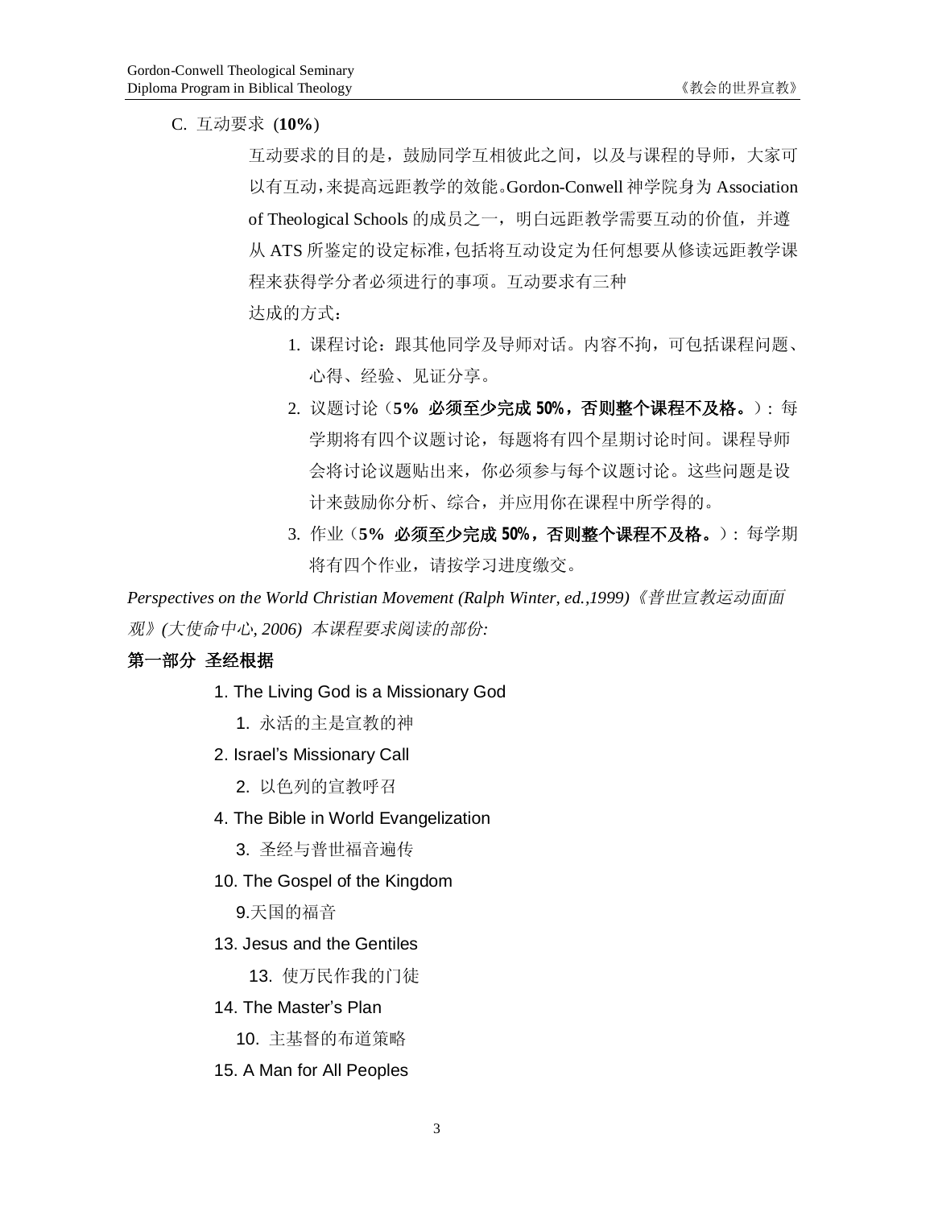C. 互动要求 (**10%**)

互动要求的目的是，鼓励同学互相彼此之间，以及与课程的导师，大家可以有互动，来提高远距教学的效能。Gordon-Conwell 神学院身为 Association of Theological Schools 的成员之一，明白远距教学需要互动的价值，并遵从 ATS 所鉴定的设定标准，包括将互动设定为任何想要从修读远距教学课程来获得学分者必须进行的事项。互动要求有三种达成的方式：

1. 课程讨论：跟其他同学及导师对话。内容不拘，可包括课程问题、心得、经验、见证分享。
2. 议题讨论（**5% 必须至少完成 50%，否则整个课程不及格。**）：每学期将有四个议题讨论，每题将有四个星期讨论时间。课程导师会将讨论议题贴出来，你必须参与每个议题讨论。这些问题是设计来鼓励你分析、综合，并应用你在课程中所学得的。
3. 作业（**5% 必须至少完成 50%，否则整个课程不及格。**）：每学期将有四个作业，请按学习进度缴交。

*Perspectives on the World Christian Movement (Ralph Winter, ed.,1999)《普世宣教运动面面观》(大使命中心, 2006) 本课程要求阅读的部份:*

**第一部分 圣经根据**

1. The Living God is a Missionary God
    1. 永活的主是宣教的神
2. Israel’s Missionary Call
    2. 以色列的宣教呼召
4. The Bible in World Evangelization
    3. 圣经与普世福音遍传
10. The Gospel of the Kingdom
    9.天国的福音
13. Jesus and the Gentiles
    13. 使万民作我的门徒
14. The Master’s Plan
    10. 主基督的布道策略
15. A Man for All Peoples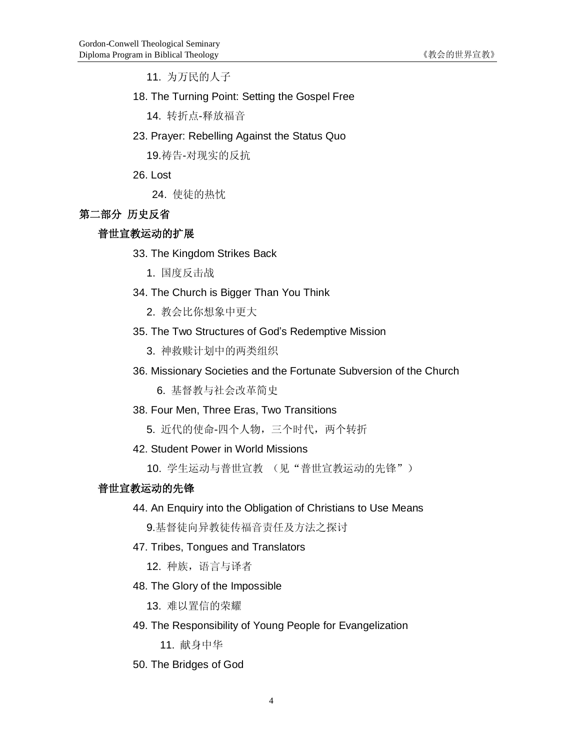11. 为万民的人子

18. The Turning Point: Setting the Gospel Free

14. 转折点-释放福音

23. Prayer: Rebelling Against the Status Quo

19.祷告-对现实的反抗

26. Lost

24. 使徒的热忱

## 第二部分 历史反省

### 普世宣教运动的扩展

33. The Kingdom Strikes Back

1. 国度反击战

34. The Church is Bigger Than You Think

2. 教会比你想象中更大

35. The Two Structures of God's Redemptive Mission

3. 神救赎计划中的两类组织

36. Missionary Societies and the Fortunate Subversion of the Church

6. 基督教与社会改革简史

38. Four Men, Three Eras, Two Transitions

5. 近代的使命-四个人物，三个时代，两个转折

42. Student Power in World Missions

10. 学生运动与普世宣教 （见"普世宣教运动的先锋"）

### 普世宣教运动的先锋

44. An Enquiry into the Obligation of Christians to Use Means

9.基督徒向异教徒传福音责任及方法之探讨

47. Tribes, Tongues and Translators

12. 种族，语言与译者

48. The Glory of the Impossible

13. 难以置信的荣耀

49. The Responsibility of Young People for Evangelization

11. 献身中华

50. The Bridges of God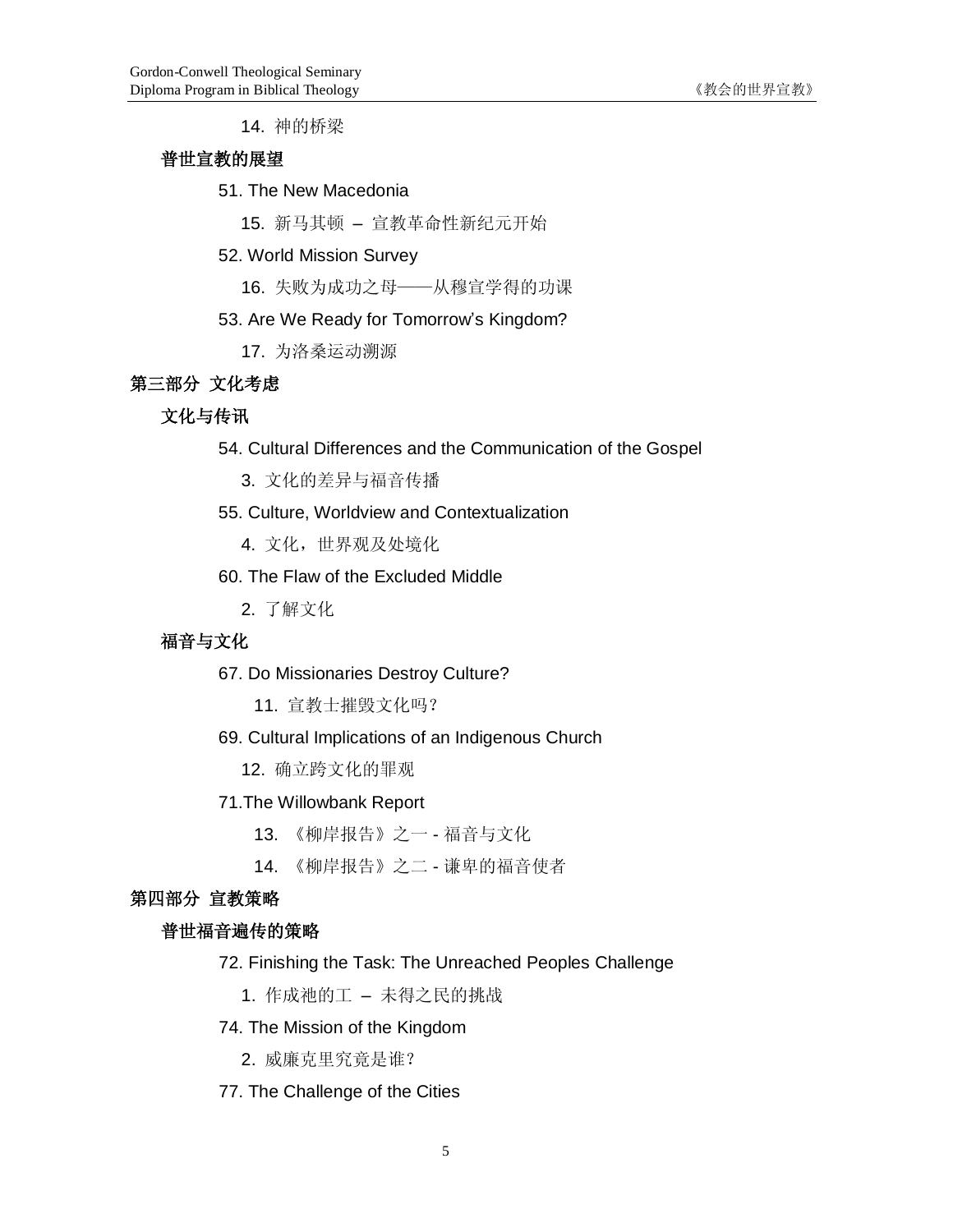14. 神的桥梁

**普世宣教的展望**

51. The New Macedonia

15. 新马其顿 – 宣教革命性新纪元开始

52. World Mission Survey

16. 失败为成功之母——从穆宣学得的功课

53. Are We Ready for Tomorrow's Kingdom?

17. 为洛桑运动溯源

## 第三部分 文化考虑

**文化与传讯**

54. Cultural Differences and the Communication of the Gospel

3. 文化的差异与福音传播

55. Culture, Worldview and Contextualization

4. 文化，世界观及处境化

60. The Flaw of the Excluded Middle

2. 了解文化

**福音与文化**

67. Do Missionaries Destroy Culture?

11. 宣教士摧毁文化吗？

69. Cultural Implications of an Indigenous Church

12. 确立跨文化的罪观

71.The Willowbank Report

13. 《柳岸报告》之一 - 福音与文化

14. 《柳岸报告》之二 - 谦卑的福音使者

## 第四部分 宣教策略

**普世福音遍传的策略**

72. Finishing the Task: The Unreached Peoples Challenge

1. 作成祂的工 – 未得之民的挑战

74. The Mission of the Kingdom

2. 威廉克里究竟是谁？

77. The Challenge of the Cities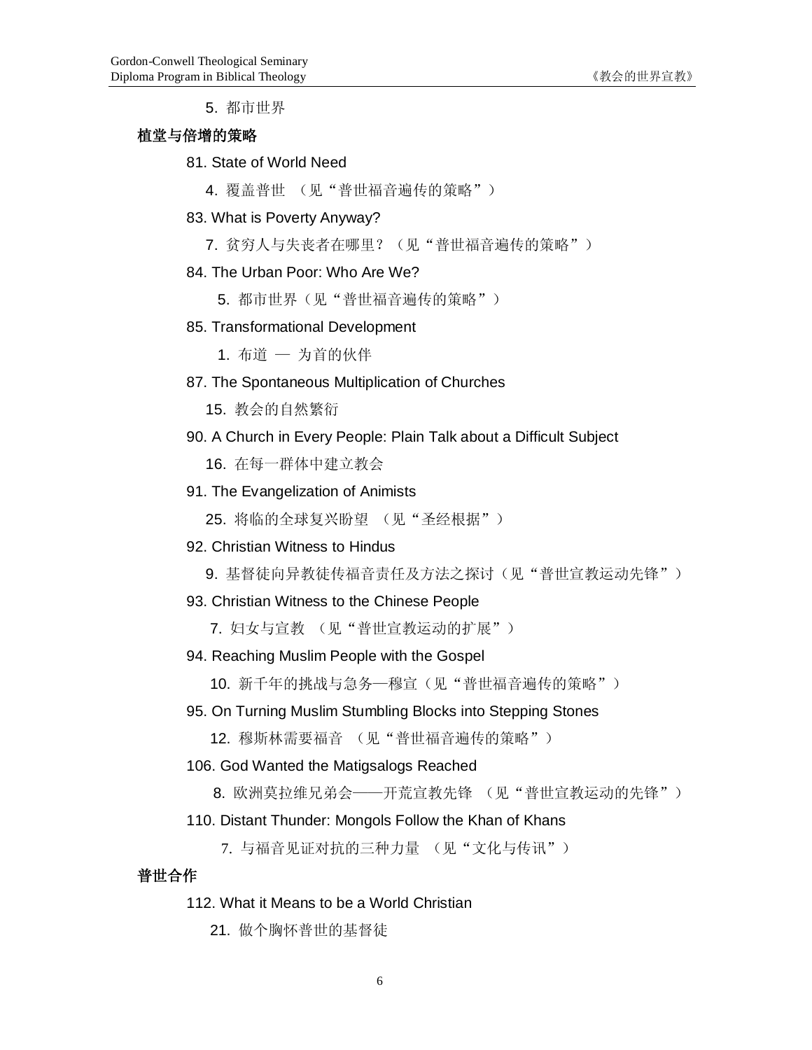5. 都市世界

**植堂与倍增的策略**

81. State of World Need

   4. 覆盖普世 （见“普世福音遍传的策略”）

83. What is Poverty Anyway?

   7. 贫穷人与失丧者在哪里？（见“普世福音遍传的策略”）

84. The Urban Poor: Who Are We?

   5. 都市世界（见“普世福音遍传的策略”）

85. Transformational Development

   1. 布道 — 为首的伙伴

87. The Spontaneous Multiplication of Churches

   15. 教会的自然繁衍

90. A Church in Every People: Plain Talk about a Difficult Subject

   16. 在每一群体中建立教会

91. The Evangelization of Animists

   25. 将临的全球复兴盼望 （见“圣经根据”）

92. Christian Witness to Hindus

   9. 基督徒向异教徒传福音责任及方法之探讨（见“普世宣教运动先锋”）

93. Christian Witness to the Chinese People

   7. 妇女与宣教 （见“普世宣教运动的扩展”）

94. Reaching Muslim People with the Gospel

   10. 新千年的挑战与急务—穆宣（见“普世福音遍传的策略”）

95. On Turning Muslim Stumbling Blocks into Stepping Stones

   12. 穆斯林需要福音 （见“普世福音遍传的策略”）

106. God Wanted the Matigsalogs Reached

   8. 欧洲莫拉维兄弟会——开荒宣教先锋 （见“普世宣教运动的先锋”）

110. Distant Thunder: Mongols Follow the Khan of Khans

   7. 与福音见证对抗的三种力量 （见“文化与传讯”）

**普世合作**

112. What it Means to be a World Christian

   21. 做个胸怀普世的基督徒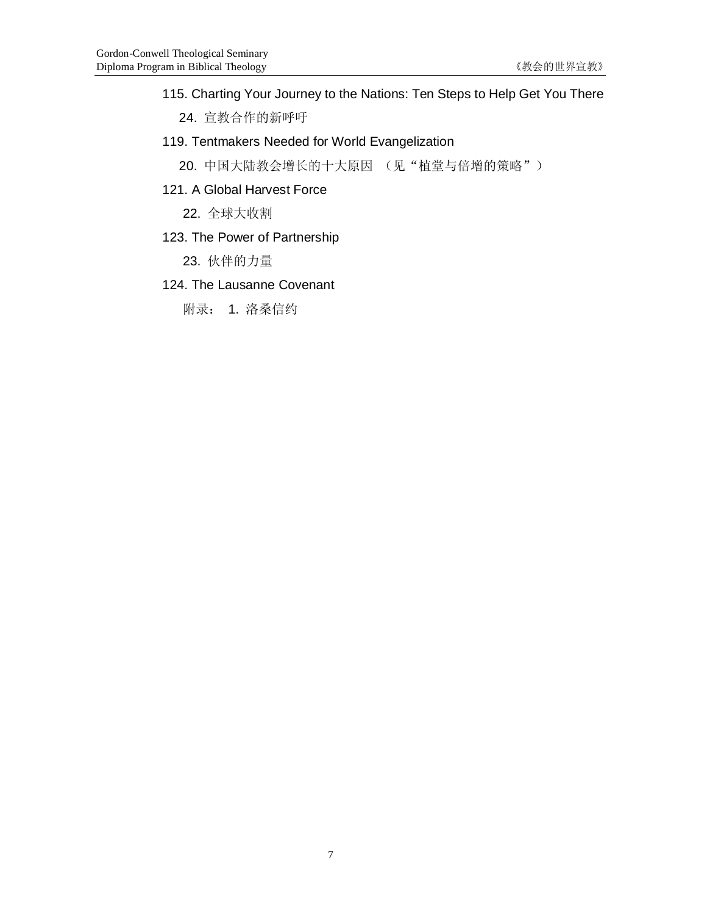115. Charting Your Journey to the Nations: Ten Steps to Help Get You There

24. 宣教合作的新呼吁

119. Tentmakers Needed for World Evangelization

20. 中国大陆教会增长的十大原因 （见“植堂与倍增的策略”）

121. A Global Harvest Force

22. 全球大收割

123. The Power of Partnership

23. 伙伴的力量

124. The Lausanne Covenant

附录： 1. 洛桑信约